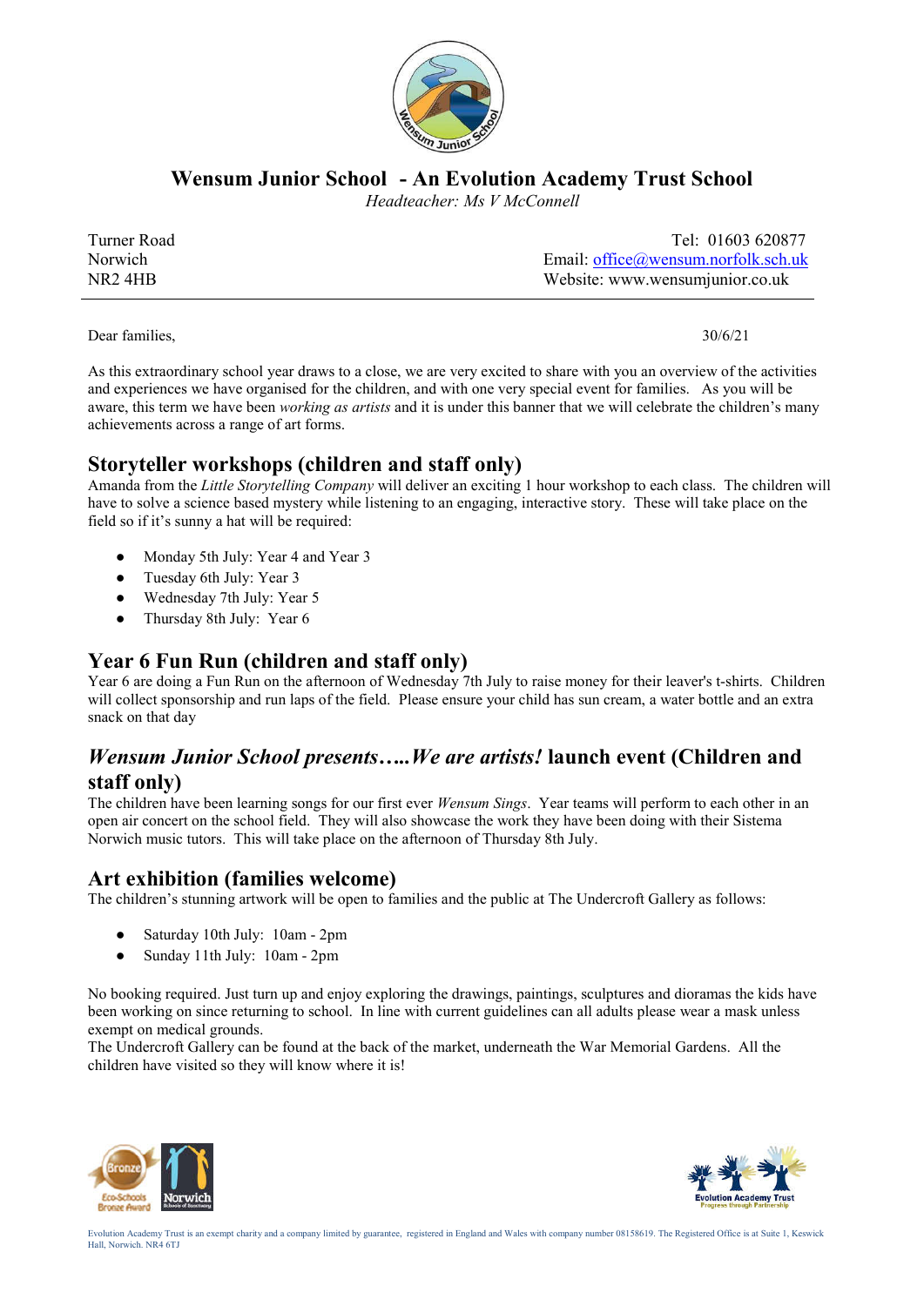# Wensum Junior School - An Evolution Academy Trust School

*Headteacher: Ms V McConnell*

Turner Road
Norwich
NR2 4HB

Tel: 01603 620877
Email: office@wensum.norfolk.sch.uk
Website: www.wensumjunior.co.uk

---

Dear families,

30/6/21

As this extraordinary school year draws to a close, we are very excited to share with you an overview of the activities and experiences we have organised for the children, and with one very special event for families. As you will be aware, this term we have been *working as artists* and it is under this banner that we will celebrate the children's many achievements across a range of art forms.

## Storyteller workshops (children and staff only)

Amanda from the *Little Storytelling Company* will deliver an exciting 1 hour workshop to each class. The children will have to solve a science based mystery while listening to an engaging, interactive story. These will take place on the field so if it's sunny a hat will be required:

- Monday 5th July: Year 4 and Year 3
- Tuesday 6th July: Year 3
- Wednesday 7th July: Year 5
- Thursday 8th July: Year 6

## Year 6 Fun Run (children and staff only)

Year 6 are doing a Fun Run on the afternoon of Wednesday 7th July to raise money for their leaver's t-shirts. Children will collect sponsorship and run laps of the field. Please ensure your child has sun cream, a water bottle and an extra snack on that day

## *Wensum Junior School presents…..We are artists!* launch event (Children and staff only)

The children have been learning songs for our first ever *Wensum Sings*. Year teams will perform to each other in an open air concert on the school field. They will also showcase the work they have been doing with their Sistema Norwich music tutors. This will take place on the afternoon of Thursday 8th July.

## Art exhibition (families welcome)

The children's stunning artwork will be open to families and the public at The Undercroft Gallery as follows:

- Saturday 10th July: 10am - 2pm
- Sunday 11th July: 10am - 2pm

No booking required. Just turn up and enjoy exploring the drawings, paintings, sculptures and dioramas the kids have been working on since returning to school. In line with current guidelines can all adults please wear a mask unless exempt on medical grounds.
The Undercroft Gallery can be found at the back of the market, underneath the War Memorial Gardens. All the children have visited so they will know where it is!

Evolution Academy Trust is an exempt charity and a company limited by guarantee, registered in England and Wales with company number 08158619. The Registered Office is at Suite 1, Keswick Hall, Norwich. NR4 6TJ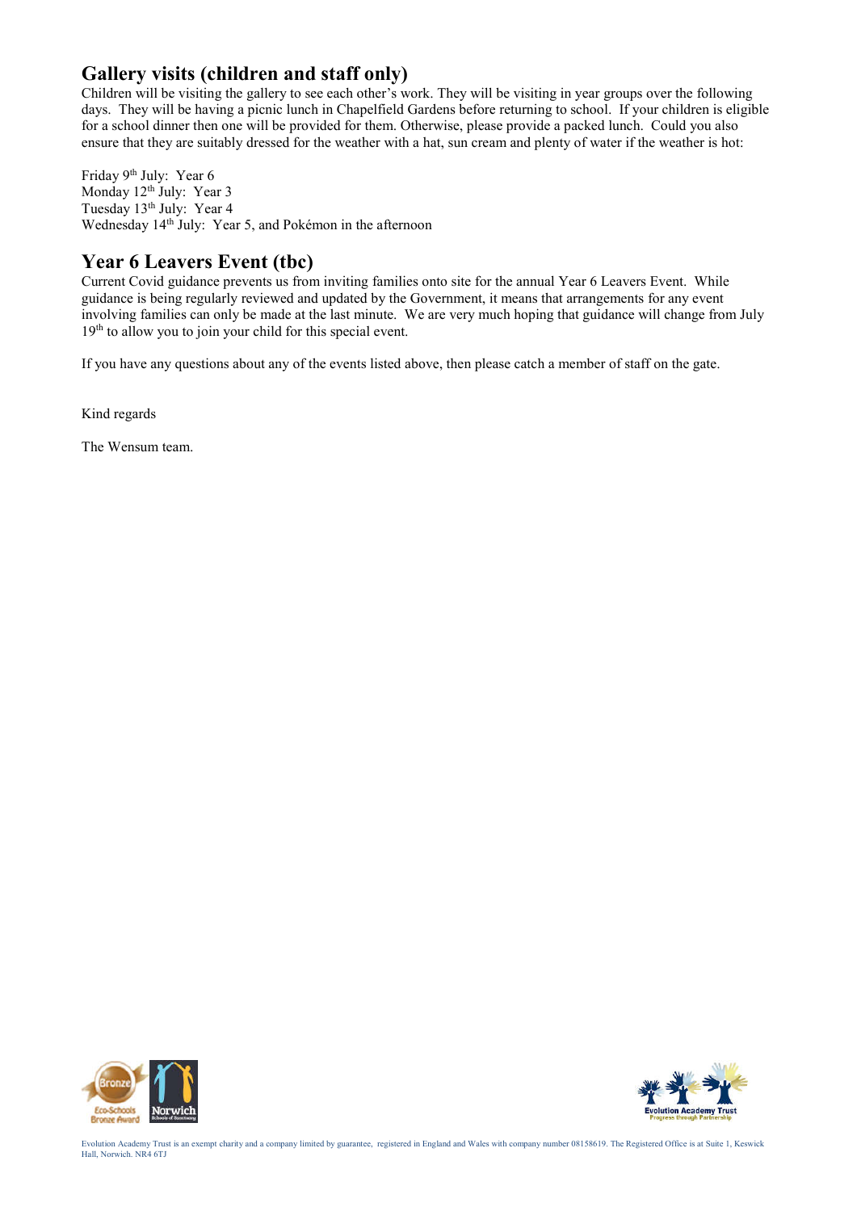## Gallery visits (children and staff only)

Children will be visiting the gallery to see each other's work. They will be visiting in year groups over the following days. They will be having a picnic lunch in Chapelfield Gardens before returning to school. If your children is eligible for a school dinner then one will be provided for them. Otherwise, please provide a packed lunch. Could you also ensure that they are suitably dressed for the weather with a hat, sun cream and plenty of water if the weather is hot:

Friday 9th July: Year 6
Monday 12th July: Year 3
Tuesday 13th July: Year 4
Wednesday 14th July: Year 5, and Pokémon in the afternoon

## Year 6 Leavers Event (tbc)

Current Covid guidance prevents us from inviting families onto site for the annual Year 6 Leavers Event. While guidance is being regularly reviewed and updated by the Government, it means that arrangements for any event involving families can only be made at the last minute. We are very much hoping that guidance will change from July 19th to allow you to join your child for this special event.

If you have any questions about any of the events listed above, then please catch a member of staff on the gate.

Kind regards

The Wensum team.

Evolution Academy Trust is an exempt charity and a company limited by guarantee, registered in England and Wales with company number 08158619. The Registered Office is at Suite 1, Keswick Hall, Norwich. NR4 6TJ